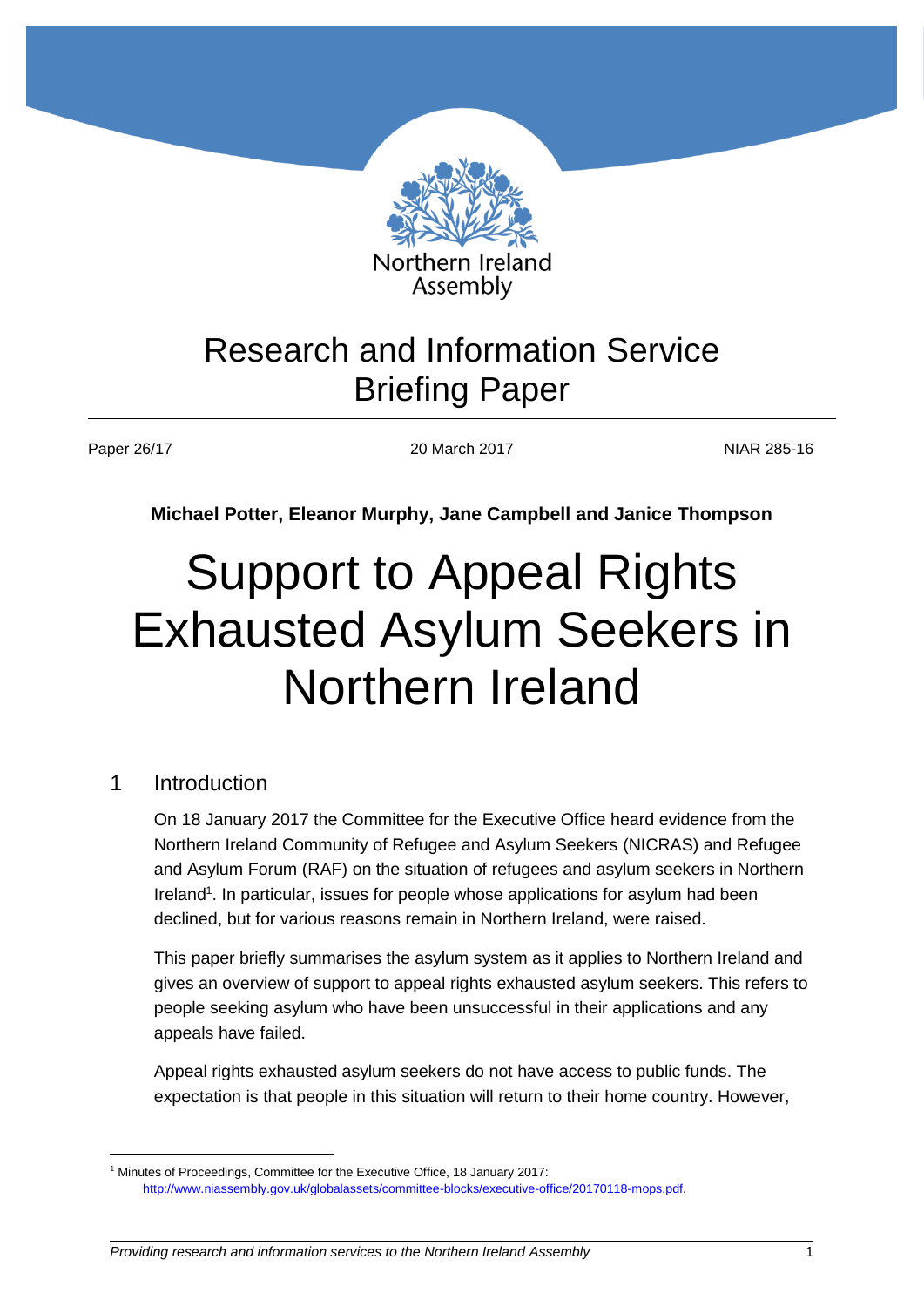Northern Ireland Assembly

# Research and Information Service Briefing Paper

Paper 26/17 | 20 March 2017 | NIAR 285-16

**Michael Potter, Eleanor Murphy, Jane Campbell and Janice Thompson**

# Support to Appeal Rights Exhausted Asylum Seekers in Northern Ireland

## 1 Introduction

On 18 January 2017 the Committee for the Executive Office heard evidence from the Northern Ireland Community of Refugee and Asylum Seekers (NICRAS) and Refugee and Asylum Forum (RAF) on the situation of refugees and asylum seekers in Northern Ireland[1]. In particular, issues for people whose applications for asylum had been declined, but for various reasons remain in Northern Ireland, were raised.

This paper briefly summarises the asylum system as it applies to Northern Ireland and gives an overview of support to appeal rights exhausted asylum seekers. This refers to people seeking asylum who have been unsuccessful in their applications and any appeals have failed.

Appeal rights exhausted asylum seekers do not have access to public funds. The expectation is that people in this situation will return to their home country. However,

[1] Minutes of Proceedings, Committee for the Executive Office, 18 January 2017: http://www.niassembly.gov.uk/globalassets/committee-blocks/executive-office/20170118-mops.pdf.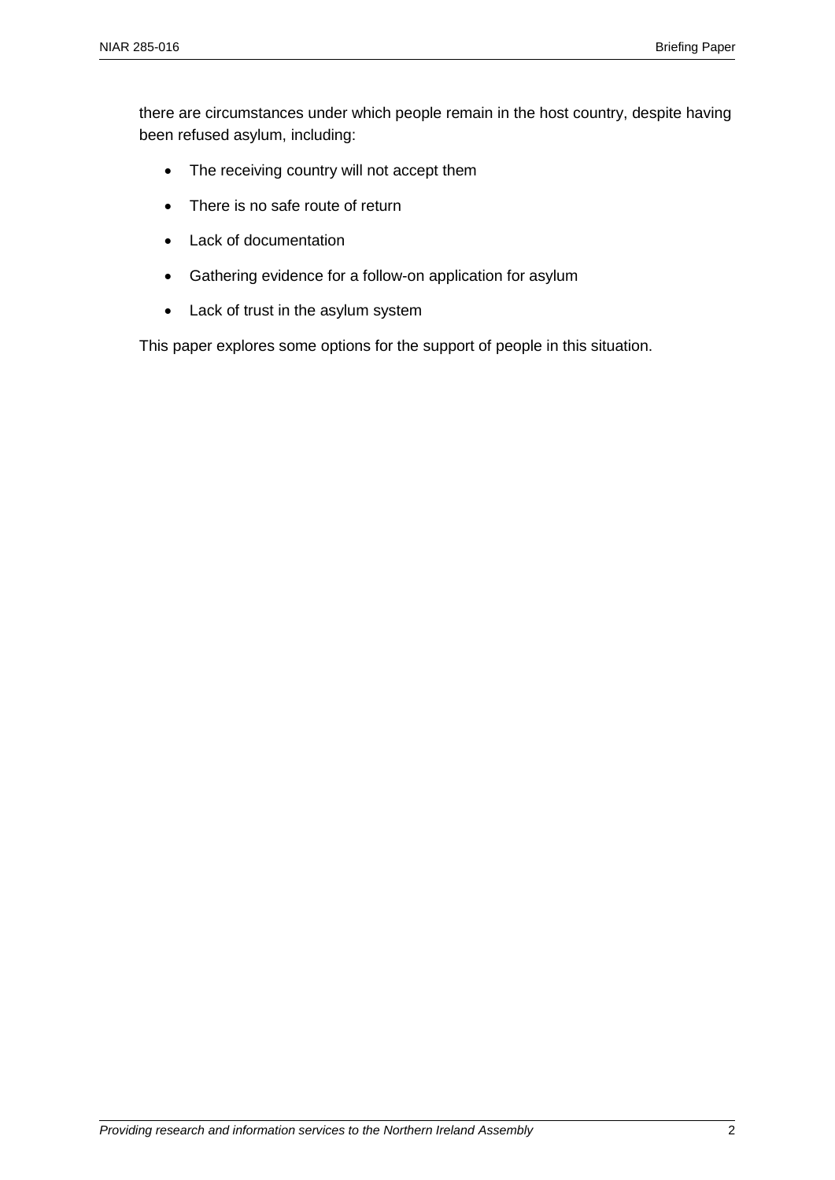there are circumstances under which people remain in the host country, despite having been refused asylum, including:

- The receiving country will not accept them
- There is no safe route of return
- Lack of documentation
- Gathering evidence for a follow-on application for asylum
- Lack of trust in the asylum system

This paper explores some options for the support of people in this situation.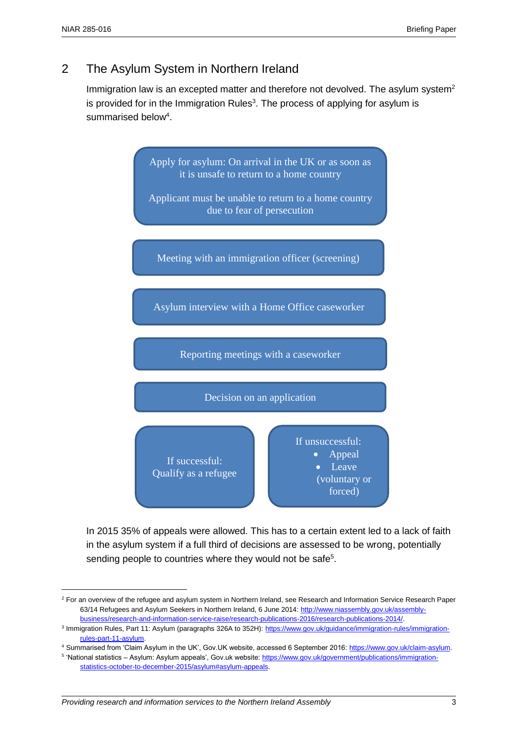## 2 The Asylum System in Northern Ireland

Immigration law is an excepted matter and therefore not devolved. The asylum system[2] is provided for in the Immigration Rules[3]. The process of applying for asylum is summarised below[4].

Apply for asylum: On arrival in the UK or as soon as it is unsafe to return to a home country

Applicant must be unable to return to a home country due to fear of persecution

Meeting with an immigration officer (screening)

Asylum interview with a Home Office caseworker

Reporting meetings with a caseworker

Decision on an application

If successful: Qualify as a refugee

If unsuccessful:
- Appeal
- Leave (voluntary or forced)

In 2015 35% of appeals were allowed. This has to a certain extent led to a lack of faith in the asylum system if a full third of decisions are assessed to be wrong, potentially sending people to countries where they would not be safe[5].

---

[2] For an overview of the refugee and asylum system in Northern Ireland, see Research and Information Service Research Paper 63/14 Refugees and Asylum Seekers in Northern Ireland, 6 June 2014: http://www.niassembly.gov.uk/assembly-business/research-and-information-service-raise/research-publications-2016/research-publications-2014/.

[3] Immigration Rules, Part 11: Asylum (paragraphs 326A to 352H): https://www.gov.uk/guidance/immigration-rules/immigration-rules-part-11-asylum.

[4] Summarised from 'Claim Asylum in the UK', Gov.UK website, accessed 6 September 2016: https://www.gov.uk/claim-asylum.

[5] 'National statistics – Asylum: Asylum appeals', Gov.uk website: https://www.gov.uk/government/publications/immigration-statistics-october-to-december-2015/asylum#asylum-appeals.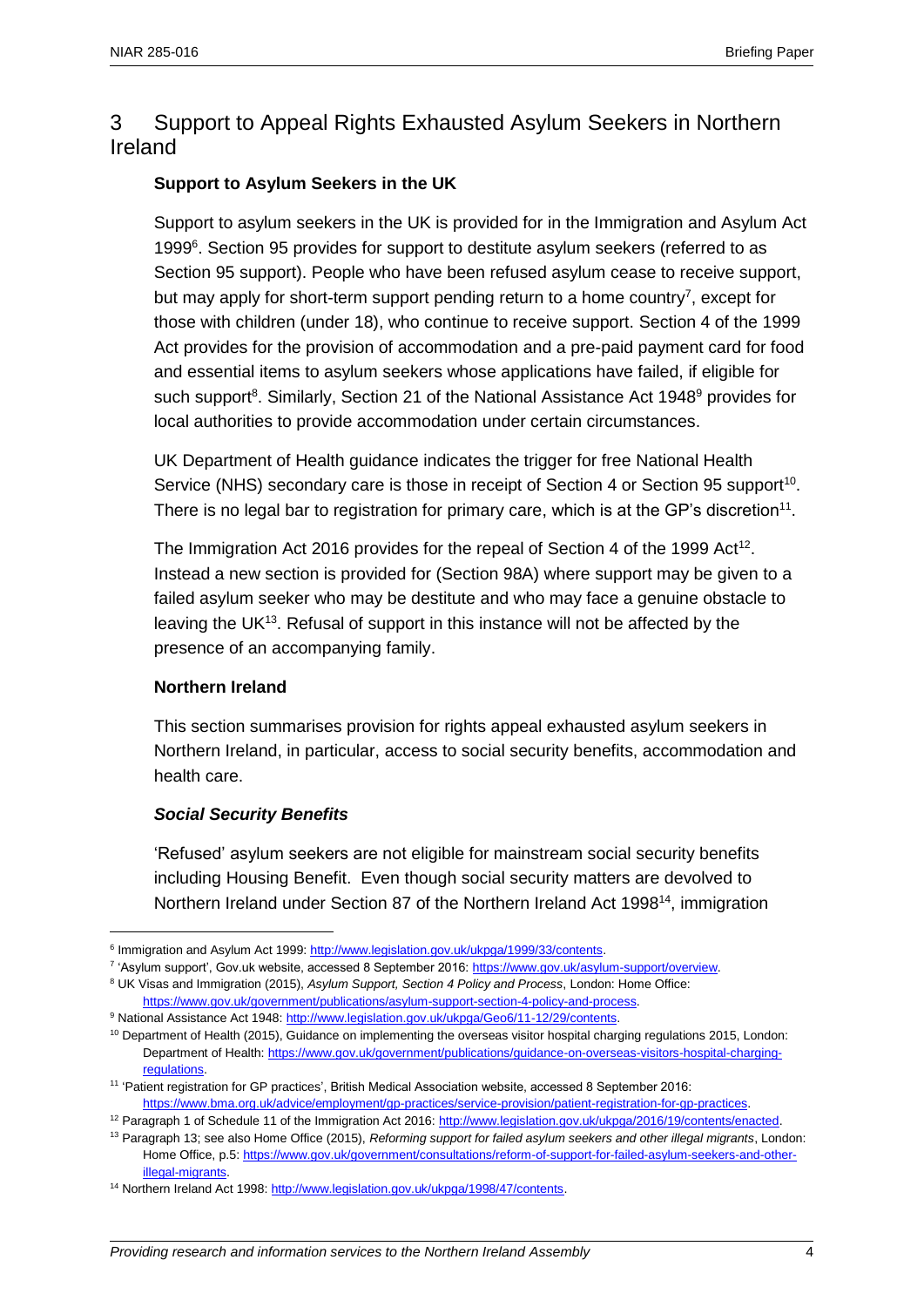# 3 Support to Appeal Rights Exhausted Asylum Seekers in Northern Ireland

**Support to Asylum Seekers in the UK**

Support to asylum seekers in the UK is provided for in the Immigration and Asylum Act 1999[6]. Section 95 provides for support to destitute asylum seekers (referred to as Section 95 support). People who have been refused asylum cease to receive support, but may apply for short-term support pending return to a home country[7], except for those with children (under 18), who continue to receive support. Section 4 of the 1999 Act provides for the provision of accommodation and a pre-paid payment card for food and essential items to asylum seekers whose applications have failed, if eligible for such support[8]. Similarly, Section 21 of the National Assistance Act 1948[9] provides for local authorities to provide accommodation under certain circumstances.

UK Department of Health guidance indicates the trigger for free National Health Service (NHS) secondary care is those in receipt of Section 4 or Section 95 support[10]. There is no legal bar to registration for primary care, which is at the GP's discretion[11].

The Immigration Act 2016 provides for the repeal of Section 4 of the 1999 Act[12]. Instead a new section is provided for (Section 98A) where support may be given to a failed asylum seeker who may be destitute and who may face a genuine obstacle to leaving the UK[13]. Refusal of support in this instance will not be affected by the presence of an accompanying family.

**Northern Ireland**

This section summarises provision for rights appeal exhausted asylum seekers in Northern Ireland, in particular, access to social security benefits, accommodation and health care.

***Social Security Benefits***

'Refused' asylum seekers are not eligible for mainstream social security benefits including Housing Benefit. Even though social security matters are devolved to Northern Ireland under Section 87 of the Northern Ireland Act 1998[14], immigration

---

[6] Immigration and Asylum Act 1999: http://www.legislation.gov.uk/ukpga/1999/33/contents.

[7] 'Asylum support', Gov.uk website, accessed 8 September 2016: https://www.gov.uk/asylum-support/overview.

[8] UK Visas and Immigration (2015), *Asylum Support, Section 4 Policy and Process*, London: Home Office: https://www.gov.uk/government/publications/asylum-support-section-4-policy-and-process.

[9] National Assistance Act 1948: http://www.legislation.gov.uk/ukpga/Geo6/11-12/29/contents.

[10] Department of Health (2015), Guidance on implementing the overseas visitor hospital charging regulations 2015, London: Department of Health: https://www.gov.uk/government/publications/guidance-on-overseas-visitors-hospital-charging-regulations.

[11] 'Patient registration for GP practices', British Medical Association website, accessed 8 September 2016: https://www.bma.org.uk/advice/employment/gp-practices/service-provision/patient-registration-for-gp-practices.

[12] Paragraph 1 of Schedule 11 of the Immigration Act 2016: http://www.legislation.gov.uk/ukpga/2016/19/contents/enacted.

[13] Paragraph 13; see also Home Office (2015), *Reforming support for failed asylum seekers and other illegal migrants*, London: Home Office, p.5: https://www.gov.uk/government/consultations/reform-of-support-for-failed-asylum-seekers-and-other-illegal-migrants.

[14] Northern Ireland Act 1998: http://www.legislation.gov.uk/ukpga/1998/47/contents.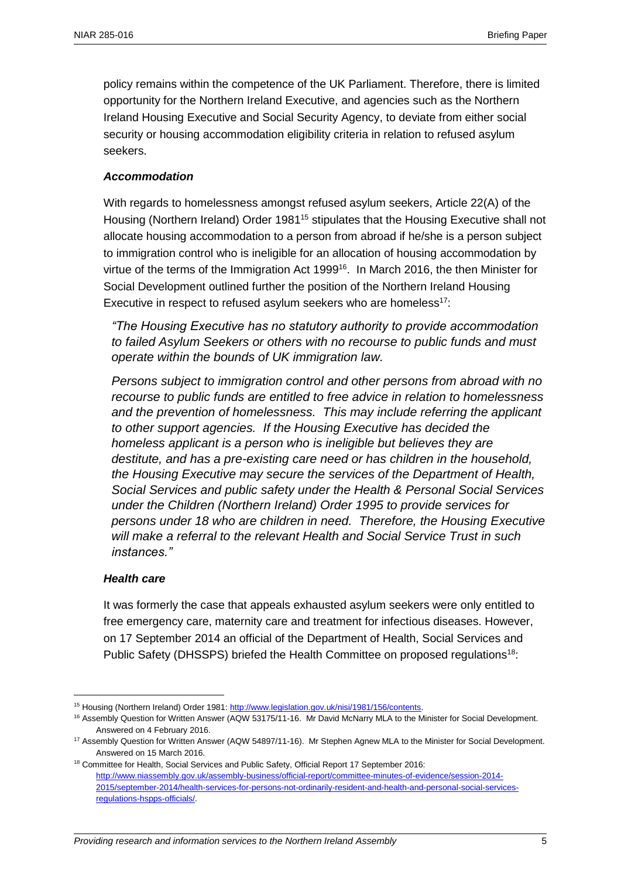policy remains within the competence of the UK Parliament. Therefore, there is limited opportunity for the Northern Ireland Executive, and agencies such as the Northern Ireland Housing Executive and Social Security Agency, to deviate from either social security or housing accommodation eligibility criteria in relation to refused asylum seekers.

### *Accommodation*

With regards to homelessness amongst refused asylum seekers, Article 22(A) of the Housing (Northern Ireland) Order 1981[15] stipulates that the Housing Executive shall not allocate housing accommodation to a person from abroad if he/she is a person subject to immigration control who is ineligible for an allocation of housing accommodation by virtue of the terms of the Immigration Act 1999[16]. In March 2016, the then Minister for Social Development outlined further the position of the Northern Ireland Housing Executive in respect to refused asylum seekers who are homeless[17]:

> *"The Housing Executive has no statutory authority to provide accommodation to failed Asylum Seekers or others with no recourse to public funds and must operate within the bounds of UK immigration law.*
>
> *Persons subject to immigration control and other persons from abroad with no recourse to public funds are entitled to free advice in relation to homelessness and the prevention of homelessness. This may include referring the applicant to other support agencies. If the Housing Executive has decided the homeless applicant is a person who is ineligible but believes they are destitute, and has a pre-existing care need or has children in the household, the Housing Executive may secure the services of the Department of Health, Social Services and public safety under the Health & Personal Social Services under the Children (Northern Ireland) Order 1995 to provide services for persons under 18 who are children in need. Therefore, the Housing Executive will make a referral to the relevant Health and Social Service Trust in such instances."*

### *Health care*

It was formerly the case that appeals exhausted asylum seekers were only entitled to free emergency care, maternity care and treatment for infectious diseases. However, on 17 September 2014 an official of the Department of Health, Social Services and Public Safety (DHSSPS) briefed the Health Committee on proposed regulations[18]:

---

[15] Housing (Northern Ireland) Order 1981: http://www.legislation.gov.uk/nisi/1981/156/contents.

[16] Assembly Question for Written Answer (AQW 53175/11-16. Mr David McNarry MLA to the Minister for Social Development. Answered on 4 February 2016.

[17] Assembly Question for Written Answer (AQW 54897/11-16). Mr Stephen Agnew MLA to the Minister for Social Development. Answered on 15 March 2016.

[18] Committee for Health, Social Services and Public Safety, Official Report 17 September 2016: http://www.niassembly.gov.uk/assembly-business/official-report/committee-minutes-of-evidence/session-2014-2015/september-2014/health-services-for-persons-not-ordinarily-resident-and-health-and-personal-social-services-regulations-hspps-officials/.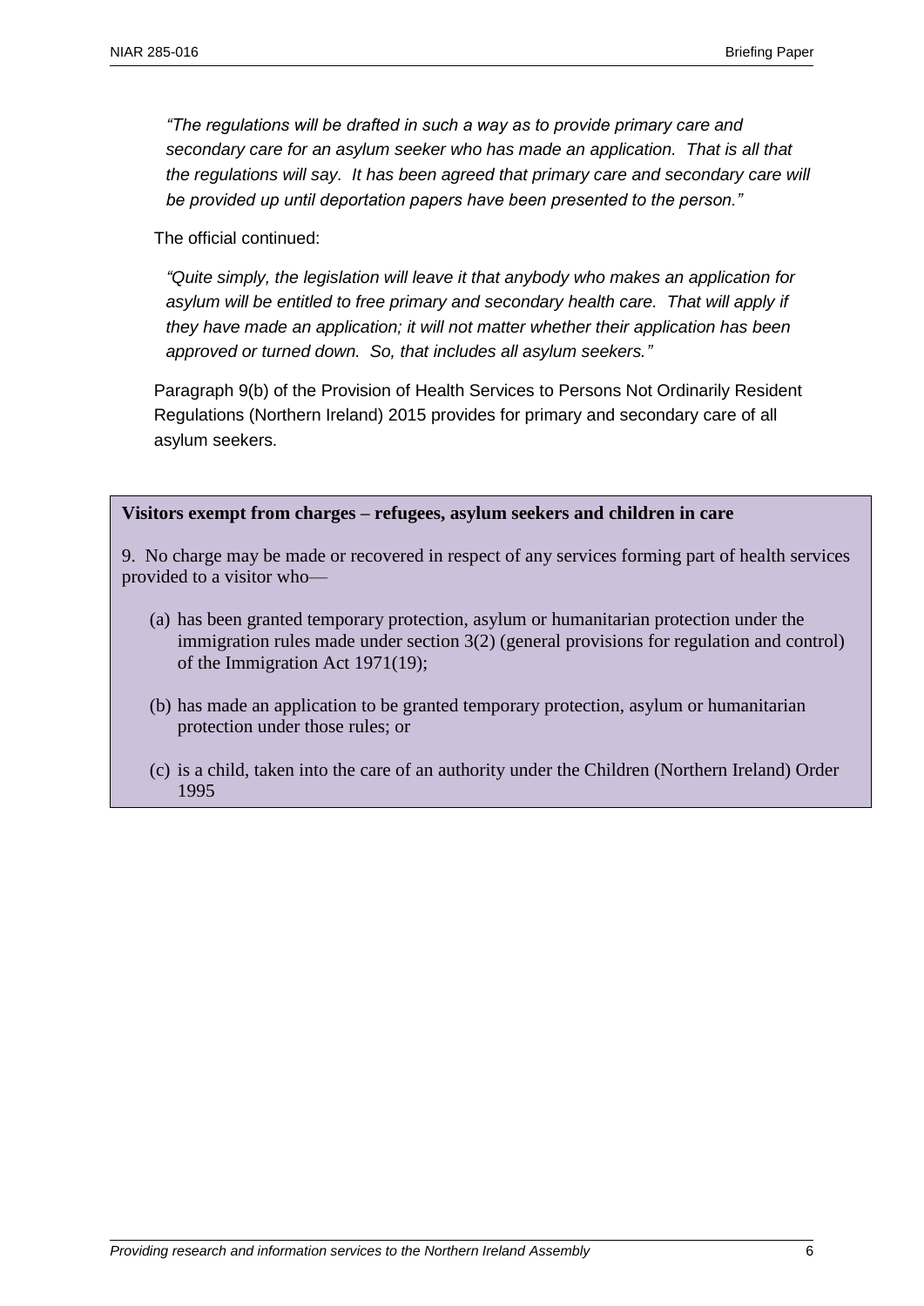*"The regulations will be drafted in such a way as to provide primary care and secondary care for an asylum seeker who has made an application. That is all that the regulations will say. It has been agreed that primary care and secondary care will be provided up until deportation papers have been presented to the person."*

The official continued:

*"Quite simply, the legislation will leave it that anybody who makes an application for asylum will be entitled to free primary and secondary health care. That will apply if they have made an application; it will not matter whether their application has been approved or turned down. So, that includes all asylum seekers."*

Paragraph 9(b) of the Provision of Health Services to Persons Not Ordinarily Resident Regulations (Northern Ireland) 2015 provides for primary and secondary care of all asylum seekers.

**Visitors exempt from charges – refugees, asylum seekers and children in care**

9. No charge may be made or recovered in respect of any services forming part of health services provided to a visitor who—

(a) has been granted temporary protection, asylum or humanitarian protection under the immigration rules made under section 3(2) (general provisions for regulation and control) of the Immigration Act 1971(19);

(b) has made an application to be granted temporary protection, asylum or humanitarian protection under those rules; or

(c) is a child, taken into the care of an authority under the Children (Northern Ireland) Order 1995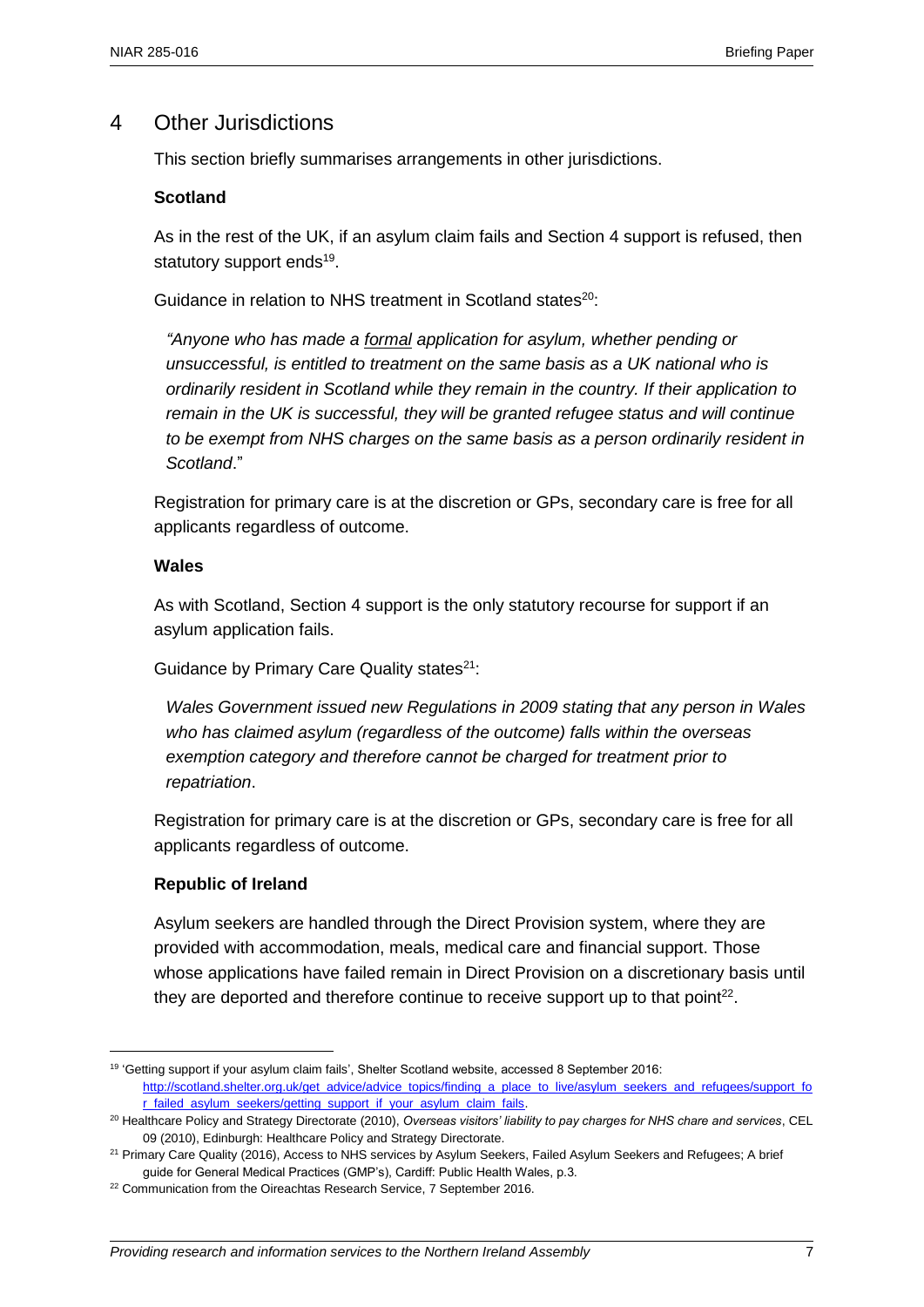## 4 Other Jurisdictions

This section briefly summarises arrangements in other jurisdictions.

**Scotland**

As in the rest of the UK, if an asylum claim fails and Section 4 support is refused, then statutory support ends[19].

Guidance in relation to NHS treatment in Scotland states[20]:

> *"Anyone who has made a formal application for asylum, whether pending or unsuccessful, is entitled to treatment on the same basis as a UK national who is ordinarily resident in Scotland while they remain in the country. If their application to remain in the UK is successful, they will be granted refugee status and will continue to be exempt from NHS charges on the same basis as a person ordinarily resident in Scotland*."

Registration for primary care is at the discretion or GPs, secondary care is free for all applicants regardless of outcome.

**Wales**

As with Scotland, Section 4 support is the only statutory recourse for support if an asylum application fails.

Guidance by Primary Care Quality states[21]:

> *Wales Government issued new Regulations in 2009 stating that any person in Wales who has claimed asylum (regardless of the outcome) falls within the overseas exemption category and therefore cannot be charged for treatment prior to repatriation*.

Registration for primary care is at the discretion or GPs, secondary care is free for all applicants regardless of outcome.

**Republic of Ireland**

Asylum seekers are handled through the Direct Provision system, where they are provided with accommodation, meals, medical care and financial support. Those whose applications have failed remain in Direct Provision on a discretionary basis until they are deported and therefore continue to receive support up to that point[22].

---

[19] 'Getting support if your asylum claim fails', Shelter Scotland website, accessed 8 September 2016: http://scotland.shelter.org.uk/get_advice/advice_topics/finding_a_place_to_live/asylum_seekers_and_refugees/support_for_failed_asylum_seekers/getting_support_if_your_asylum_claim_fails.

[20] Healthcare Policy and Strategy Directorate (2010), *Overseas visitors' liability to pay charges for NHS chare and services*, CEL 09 (2010), Edinburgh: Healthcare Policy and Strategy Directorate.

[21] Primary Care Quality (2016), Access to NHS services by Asylum Seekers, Failed Asylum Seekers and Refugees; A brief guide for General Medical Practices (GMP's), Cardiff: Public Health Wales, p.3.

[22] Communication from the Oireachtas Research Service, 7 September 2016.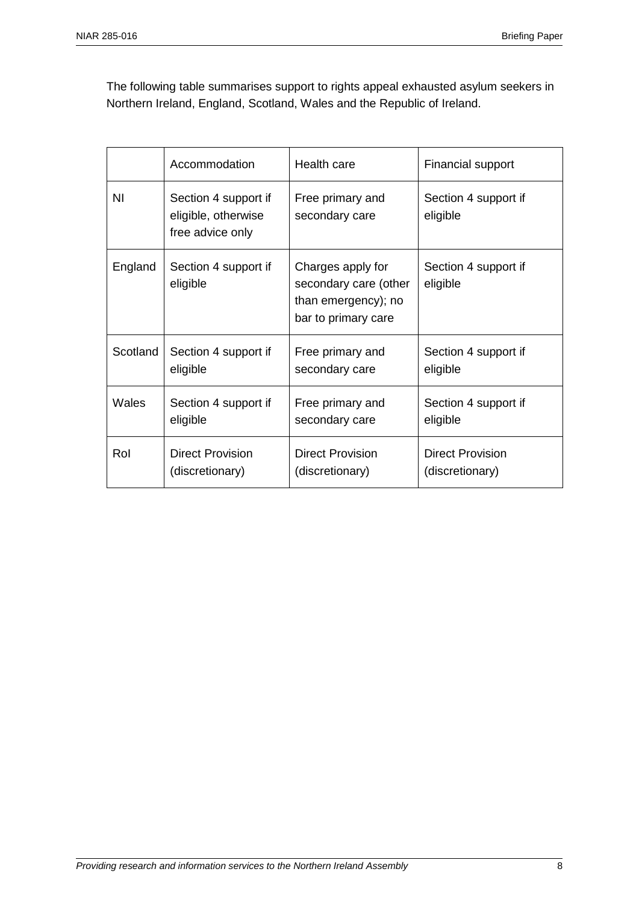The following table summarises support to rights appeal exhausted asylum seekers in Northern Ireland, England, Scotland, Wales and the Republic of Ireland.

| | Accommodation | Health care | Financial support |
|---|---|---|---|
| NI | Section 4 support if eligible, otherwise free advice only | Free primary and secondary care | Section 4 support if eligible |
| England | Section 4 support if eligible | Charges apply for secondary care (other than emergency); no bar to primary care | Section 4 support if eligible |
| Scotland | Section 4 support if eligible | Free primary and secondary care | Section 4 support if eligible |
| Wales | Section 4 support if eligible | Free primary and secondary care | Section 4 support if eligible |
| RoI | Direct Provision (discretionary) | Direct Provision (discretionary) | Direct Provision (discretionary) |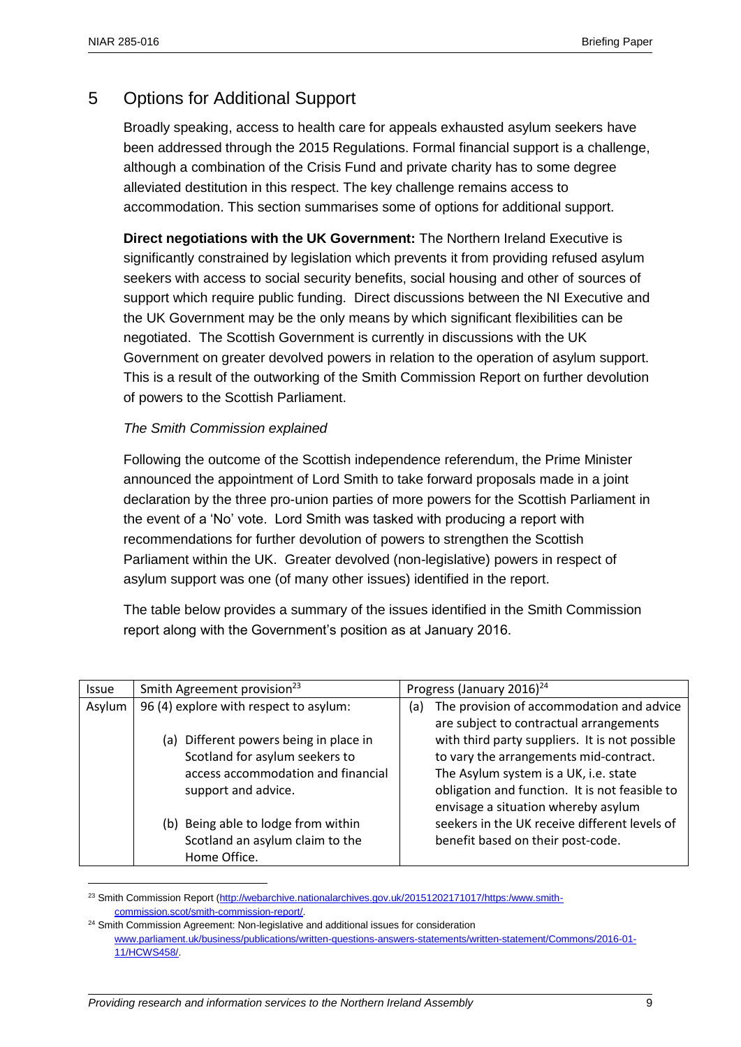## 5 Options for Additional Support

Broadly speaking, access to health care for appeals exhausted asylum seekers have been addressed through the 2015 Regulations. Formal financial support is a challenge, although a combination of the Crisis Fund and private charity has to some degree alleviated destitution in this respect. The key challenge remains access to accommodation. This section summarises some of options for additional support.

**Direct negotiations with the UK Government:** The Northern Ireland Executive is significantly constrained by legislation which prevents it from providing refused asylum seekers with access to social security benefits, social housing and other of sources of support which require public funding. Direct discussions between the NI Executive and the UK Government may be the only means by which significant flexibilities can be negotiated. The Scottish Government is currently in discussions with the UK Government on greater devolved powers in relation to the operation of asylum support. This is a result of the outworking of the Smith Commission Report on further devolution of powers to the Scottish Parliament.

*The Smith Commission explained*

Following the outcome of the Scottish independence referendum, the Prime Minister announced the appointment of Lord Smith to take forward proposals made in a joint declaration by the three pro-union parties of more powers for the Scottish Parliament in the event of a 'No' vote. Lord Smith was tasked with producing a report with recommendations for further devolution of powers to strengthen the Scottish Parliament within the UK. Greater devolved (non-legislative) powers in respect of asylum support was one (of many other issues) identified in the report.

The table below provides a summary of the issues identified in the Smith Commission report along with the Government's position as at January 2016.

| Issue | Smith Agreement provision[23] | Progress (January 2016)[24] |
|---|---|---|
| Asylum | 96 (4) explore with respect to asylum:<br><br>(a) Different powers being in place in Scotland for asylum seekers to access accommodation and financial support and advice.<br><br>(b) Being able to lodge from within Scotland an asylum claim to the Home Office. | (a) The provision of accommodation and advice are subject to contractual arrangements with third party suppliers. It is not possible to vary the arrangements mid-contract. The Asylum system is a UK, i.e. state obligation and function. It is not feasible to envisage a situation whereby asylum seekers in the UK receive different levels of benefit based on their post-code. |

[23] Smith Commission Report (http://webarchive.nationalarchives.gov.uk/20151202171017/https:/www.smith-commission.scot/smith-commission-report/.

[24] Smith Commission Agreement: Non-legislative and additional issues for consideration www.parliament.uk/business/publications/written-questions-answers-statements/written-statement/Commons/2016-01-11/HCWS458/.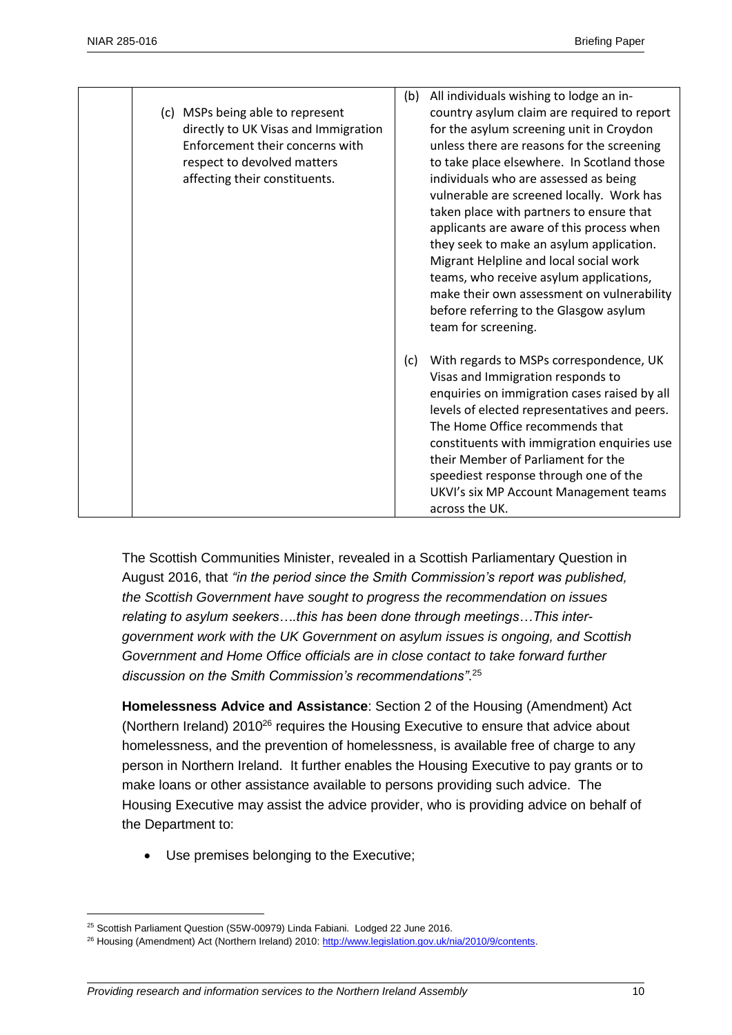|  | (c) MSPs being able to represent directly to UK Visas and Immigration Enforcement their concerns with respect to devolved matters affecting their constituents. | (b) All individuals wishing to lodge an in-country asylum claim are required to report for the asylum screening unit in Croydon unless there are reasons for the screening to take place elsewhere. In Scotland those individuals who are assessed as being vulnerable are screened locally. Work has taken place with partners to ensure that applicants are aware of this process when they seek to make an asylum application. Migrant Helpline and local social work teams, who receive asylum applications, make their own assessment on vulnerability before referring to the Glasgow asylum team for screening.<br><br>(c) With regards to MSPs correspondence, UK Visas and Immigration responds to enquiries on immigration cases raised by all levels of elected representatives and peers. The Home Office recommends that constituents with immigration enquiries use their Member of Parliament for the speediest response through one of the UKVI's six MP Account Management teams across the UK. |
|---|---|---|

The Scottish Communities Minister, revealed in a Scottish Parliamentary Question in August 2016, that *"in the period since the Smith Commission's report was published, the Scottish Government have sought to progress the recommendation on issues relating to asylum seekers….this has been done through meetings…This inter-government work with the UK Government on asylum issues is ongoing, and Scottish Government and Home Office officials are in close contact to take forward further discussion on the Smith Commission's recommendations".*[25]

**Homelessness Advice and Assistance**: Section 2 of the Housing (Amendment) Act (Northern Ireland) 2010[26] requires the Housing Executive to ensure that advice about homelessness, and the prevention of homelessness, is available free of charge to any person in Northern Ireland. It further enables the Housing Executive to pay grants or to make loans or other assistance available to persons providing such advice. The Housing Executive may assist the advice provider, who is providing advice on behalf of the Department to:

- Use premises belonging to the Executive;

---

[25] Scottish Parliament Question (S5W-00979) Linda Fabiani. Lodged 22 June 2016.

[26] Housing (Amendment) Act (Northern Ireland) 2010: http://www.legislation.gov.uk/nia/2010/9/contents.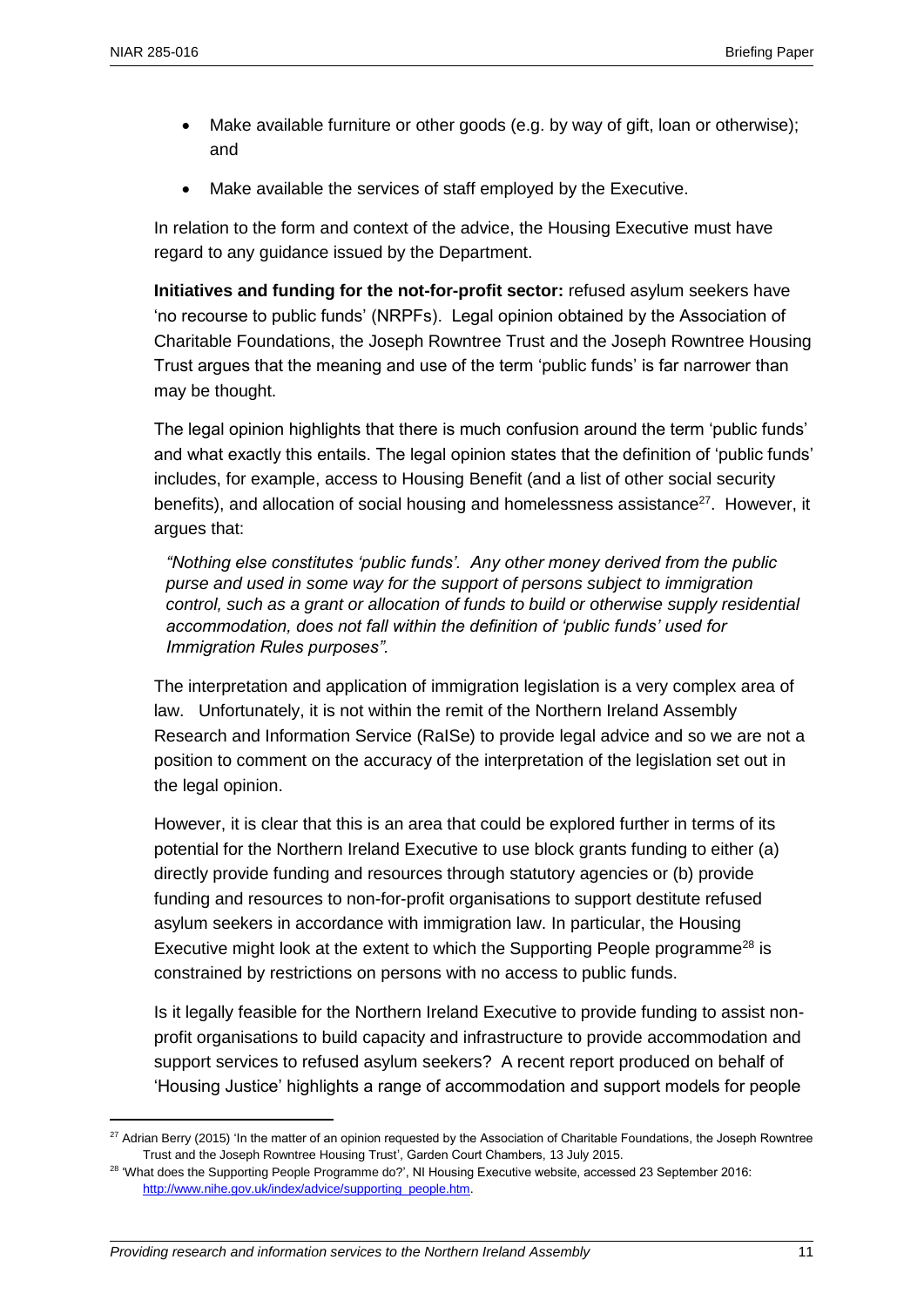- Make available furniture or other goods (e.g. by way of gift, loan or otherwise); and
- Make available the services of staff employed by the Executive.

In relation to the form and context of the advice, the Housing Executive must have regard to any guidance issued by the Department.

**Initiatives and funding for the not-for-profit sector:** refused asylum seekers have 'no recourse to public funds' (NRPFs). Legal opinion obtained by the Association of Charitable Foundations, the Joseph Rowntree Trust and the Joseph Rowntree Housing Trust argues that the meaning and use of the term 'public funds' is far narrower than may be thought.

The legal opinion highlights that there is much confusion around the term 'public funds' and what exactly this entails. The legal opinion states that the definition of 'public funds' includes, for example, access to Housing Benefit (and a list of other social security benefits), and allocation of social housing and homelessness assistance[27]. However, it argues that:

> *"Nothing else constitutes 'public funds'. Any other money derived from the public purse and used in some way for the support of persons subject to immigration control, such as a grant or allocation of funds to build or otherwise supply residential accommodation, does not fall within the definition of 'public funds' used for Immigration Rules purposes".*

The interpretation and application of immigration legislation is a very complex area of law. Unfortunately, it is not within the remit of the Northern Ireland Assembly Research and Information Service (RaISe) to provide legal advice and so we are not a position to comment on the accuracy of the interpretation of the legislation set out in the legal opinion.

However, it is clear that this is an area that could be explored further in terms of its potential for the Northern Ireland Executive to use block grants funding to either (a) directly provide funding and resources through statutory agencies or (b) provide funding and resources to non-for-profit organisations to support destitute refused asylum seekers in accordance with immigration law. In particular, the Housing Executive might look at the extent to which the Supporting People programme[28] is constrained by restrictions on persons with no access to public funds.

Is it legally feasible for the Northern Ireland Executive to provide funding to assist non-profit organisations to build capacity and infrastructure to provide accommodation and support services to refused asylum seekers? A recent report produced on behalf of 'Housing Justice' highlights a range of accommodation and support models for people

---

[27] Adrian Berry (2015) 'In the matter of an opinion requested by the Association of Charitable Foundations, the Joseph Rowntree Trust and the Joseph Rowntree Housing Trust', Garden Court Chambers, 13 July 2015.

[28] 'What does the Supporting People Programme do?', NI Housing Executive website, accessed 23 September 2016: http://www.nihe.gov.uk/index/advice/supporting_people.htm.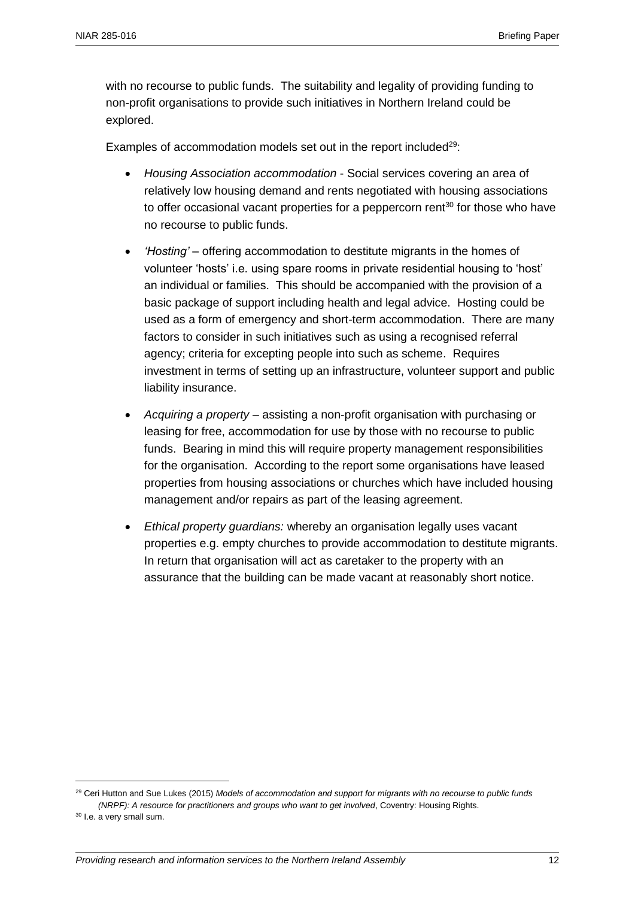with no recourse to public funds. The suitability and legality of providing funding to non-profit organisations to provide such initiatives in Northern Ireland could be explored.

Examples of accommodation models set out in the report included[29]:

- *Housing Association accommodation* - Social services covering an area of relatively low housing demand and rents negotiated with housing associations to offer occasional vacant properties for a peppercorn rent[30] for those who have no recourse to public funds.
- *'Hosting'* – offering accommodation to destitute migrants in the homes of volunteer 'hosts' i.e. using spare rooms in private residential housing to 'host' an individual or families. This should be accompanied with the provision of a basic package of support including health and legal advice. Hosting could be used as a form of emergency and short-term accommodation. There are many factors to consider in such initiatives such as using a recognised referral agency; criteria for excepting people into such as scheme. Requires investment in terms of setting up an infrastructure, volunteer support and public liability insurance.
- *Acquiring a property* – assisting a non-profit organisation with purchasing or leasing for free, accommodation for use by those with no recourse to public funds. Bearing in mind this will require property management responsibilities for the organisation. According to the report some organisations have leased properties from housing associations or churches which have included housing management and/or repairs as part of the leasing agreement.
- *Ethical property guardians:* whereby an organisation legally uses vacant properties e.g. empty churches to provide accommodation to destitute migrants. In return that organisation will act as caretaker to the property with an assurance that the building can be made vacant at reasonably short notice.

---

[29] Ceri Hutton and Sue Lukes (2015) *Models of accommodation and support for migrants with no recourse to public funds (NRPF): A resource for practitioners and groups who want to get involved*, Coventry: Housing Rights.

[30] I.e. a very small sum.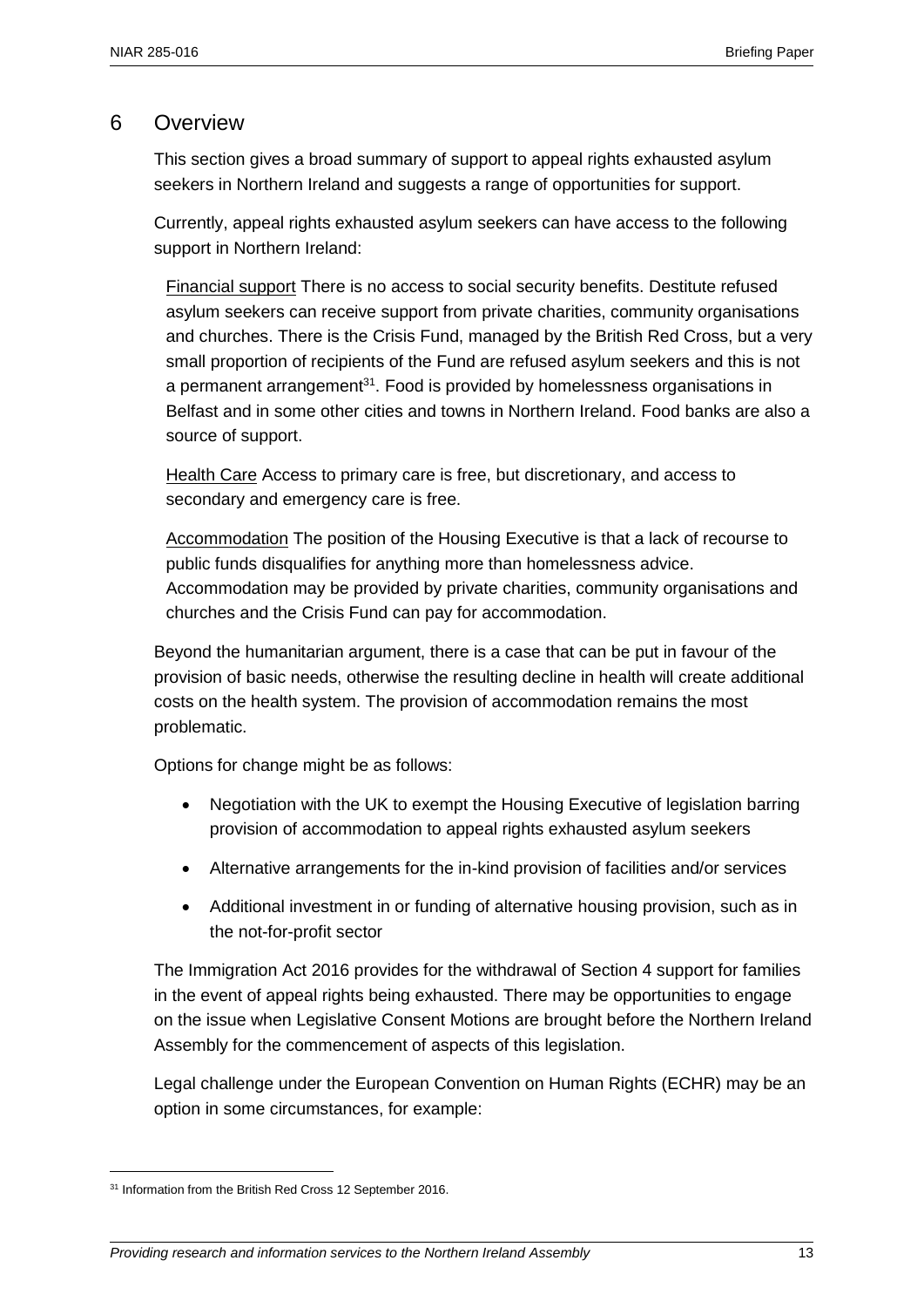# 6 Overview

This section gives a broad summary of support to appeal rights exhausted asylum seekers in Northern Ireland and suggests a range of opportunities for support.

Currently, appeal rights exhausted asylum seekers can have access to the following support in Northern Ireland:

<u>Financial support</u> There is no access to social security benefits. Destitute refused asylum seekers can receive support from private charities, community organisations and churches. There is the Crisis Fund, managed by the British Red Cross, but a very small proportion of recipients of the Fund are refused asylum seekers and this is not a permanent arrangement[31]. Food is provided by homelessness organisations in Belfast and in some other cities and towns in Northern Ireland. Food banks are also a source of support.

<u>Health Care</u> Access to primary care is free, but discretionary, and access to secondary and emergency care is free.

<u>Accommodation</u> The position of the Housing Executive is that a lack of recourse to public funds disqualifies for anything more than homelessness advice. Accommodation may be provided by private charities, community organisations and churches and the Crisis Fund can pay for accommodation.

Beyond the humanitarian argument, there is a case that can be put in favour of the provision of basic needs, otherwise the resulting decline in health will create additional costs on the health system. The provision of accommodation remains the most problematic.

Options for change might be as follows:

- Negotiation with the UK to exempt the Housing Executive of legislation barring provision of accommodation to appeal rights exhausted asylum seekers
- Alternative arrangements for the in-kind provision of facilities and/or services
- Additional investment in or funding of alternative housing provision, such as in the not-for-profit sector

The Immigration Act 2016 provides for the withdrawal of Section 4 support for families in the event of appeal rights being exhausted. There may be opportunities to engage on the issue when Legislative Consent Motions are brought before the Northern Ireland Assembly for the commencement of aspects of this legislation.

Legal challenge under the European Convention on Human Rights (ECHR) may be an option in some circumstances, for example:

---

[31] Information from the British Red Cross 12 September 2016.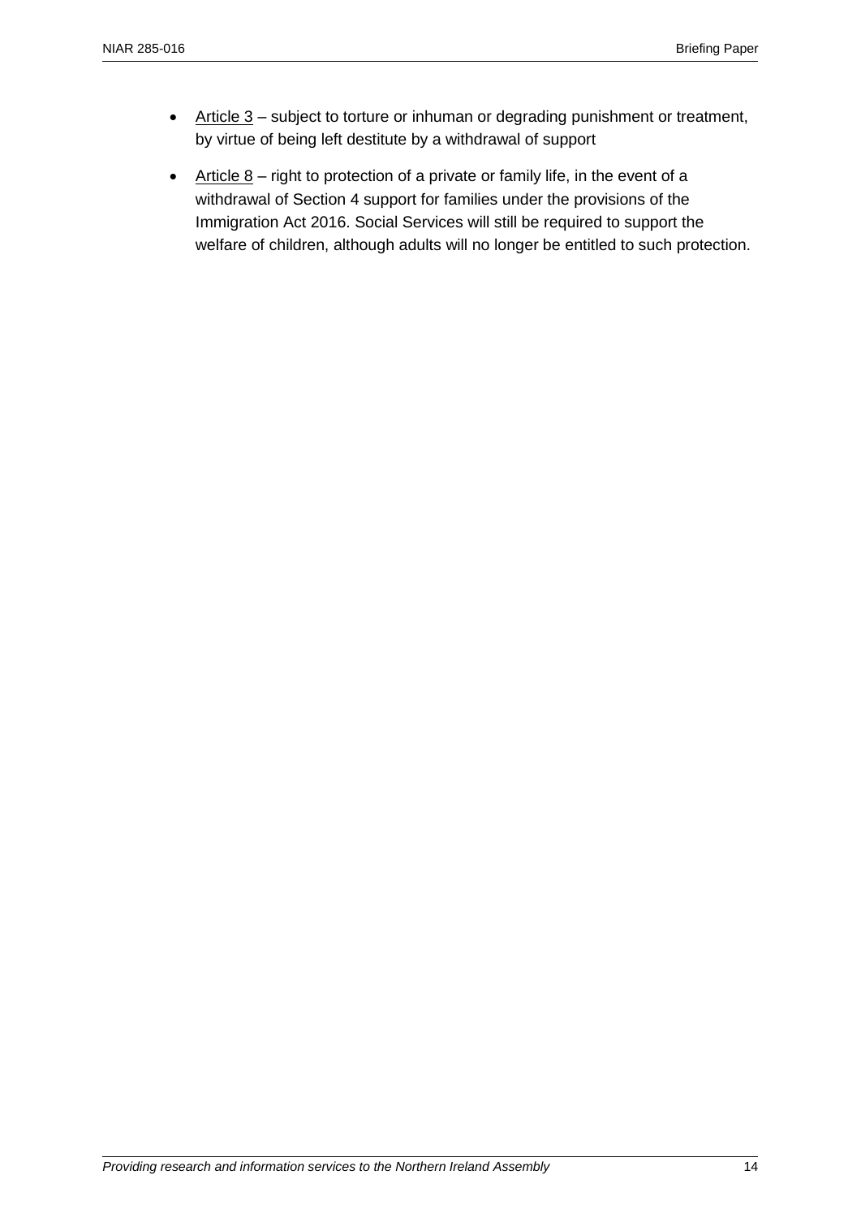- Article 3 – subject to torture or inhuman or degrading punishment or treatment, by virtue of being left destitute by a withdrawal of support
- Article 8 – right to protection of a private or family life, in the event of a withdrawal of Section 4 support for families under the provisions of the Immigration Act 2016. Social Services will still be required to support the welfare of children, although adults will no longer be entitled to such protection.